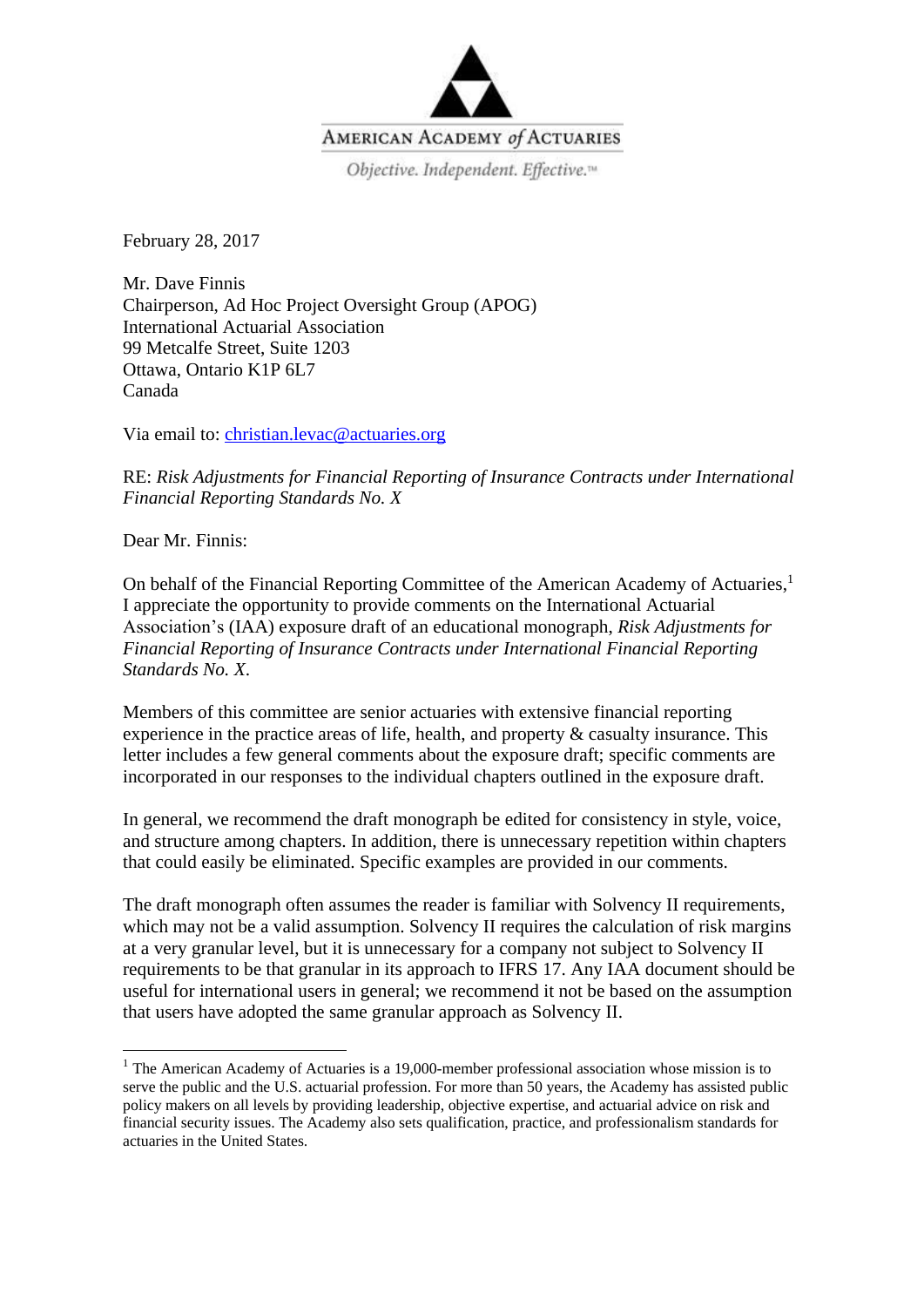AMERICAN ACADEMY *of* ACTUARIES

*Objective. Independent. Effective.*™

February 28, 2017

Mr. Dave Finnis
Chairperson, Ad Hoc Project Oversight Group (APOG)
International Actuarial Association
99 Metcalfe Street, Suite 1203
Ottawa, Ontario K1P 6L7
Canada

Via email to: christian.levac@actuaries.org

RE: *Risk Adjustments for Financial Reporting of Insurance Contracts under International Financial Reporting Standards No. X*

Dear Mr. Finnis:

On behalf of the Financial Reporting Committee of the American Academy of Actuaries,[1] I appreciate the opportunity to provide comments on the International Actuarial Association's (IAA) exposure draft of an educational monograph, *Risk Adjustments for Financial Reporting of Insurance Contracts under International Financial Reporting Standards No. X*.

Members of this committee are senior actuaries with extensive financial reporting experience in the practice areas of life, health, and property & casualty insurance. This letter includes a few general comments about the exposure draft; specific comments are incorporated in our responses to the individual chapters outlined in the exposure draft.

In general, we recommend the draft monograph be edited for consistency in style, voice, and structure among chapters. In addition, there is unnecessary repetition within chapters that could easily be eliminated. Specific examples are provided in our comments.

The draft monograph often assumes the reader is familiar with Solvency II requirements, which may not be a valid assumption. Solvency II requires the calculation of risk margins at a very granular level, but it is unnecessary for a company not subject to Solvency II requirements to be that granular in its approach to IFRS 17. Any IAA document should be useful for international users in general; we recommend it not be based on the assumption that users have adopted the same granular approach as Solvency II.

[1] The American Academy of Actuaries is a 19,000-member professional association whose mission is to serve the public and the U.S. actuarial profession. For more than 50 years, the Academy has assisted public policy makers on all levels by providing leadership, objective expertise, and actuarial advice on risk and financial security issues. The Academy also sets qualification, practice, and professionalism standards for actuaries in the United States.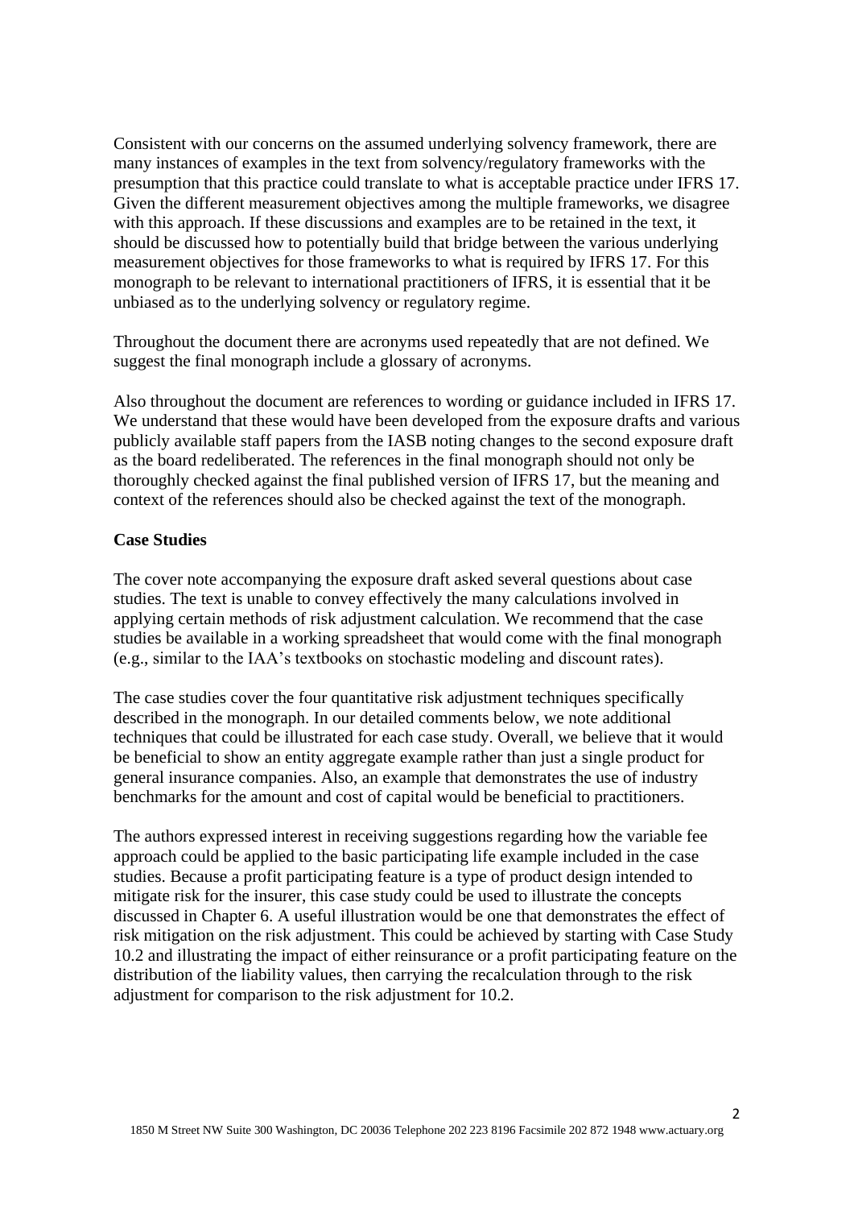Consistent with our concerns on the assumed underlying solvency framework, there are many instances of examples in the text from solvency/regulatory frameworks with the presumption that this practice could translate to what is acceptable practice under IFRS 17. Given the different measurement objectives among the multiple frameworks, we disagree with this approach. If these discussions and examples are to be retained in the text, it should be discussed how to potentially build that bridge between the various underlying measurement objectives for those frameworks to what is required by IFRS 17. For this monograph to be relevant to international practitioners of IFRS, it is essential that it be unbiased as to the underlying solvency or regulatory regime.

Throughout the document there are acronyms used repeatedly that are not defined. We suggest the final monograph include a glossary of acronyms.

Also throughout the document are references to wording or guidance included in IFRS 17. We understand that these would have been developed from the exposure drafts and various publicly available staff papers from the IASB noting changes to the second exposure draft as the board redeliberated. The references in the final monograph should not only be thoroughly checked against the final published version of IFRS 17, but the meaning and context of the references should also be checked against the text of the monograph.

**Case Studies**

The cover note accompanying the exposure draft asked several questions about case studies. The text is unable to convey effectively the many calculations involved in applying certain methods of risk adjustment calculation. We recommend that the case studies be available in a working spreadsheet that would come with the final monograph (e.g., similar to the IAA's textbooks on stochastic modeling and discount rates).

The case studies cover the four quantitative risk adjustment techniques specifically described in the monograph. In our detailed comments below, we note additional techniques that could be illustrated for each case study. Overall, we believe that it would be beneficial to show an entity aggregate example rather than just a single product for general insurance companies. Also, an example that demonstrates the use of industry benchmarks for the amount and cost of capital would be beneficial to practitioners.

The authors expressed interest in receiving suggestions regarding how the variable fee approach could be applied to the basic participating life example included in the case studies. Because a profit participating feature is a type of product design intended to mitigate risk for the insurer, this case study could be used to illustrate the concepts discussed in Chapter 6. A useful illustration would be one that demonstrates the effect of risk mitigation on the risk adjustment. This could be achieved by starting with Case Study 10.2 and illustrating the impact of either reinsurance or a profit participating feature on the distribution of the liability values, then carrying the recalculation through to the risk adjustment for comparison to the risk adjustment for 10.2.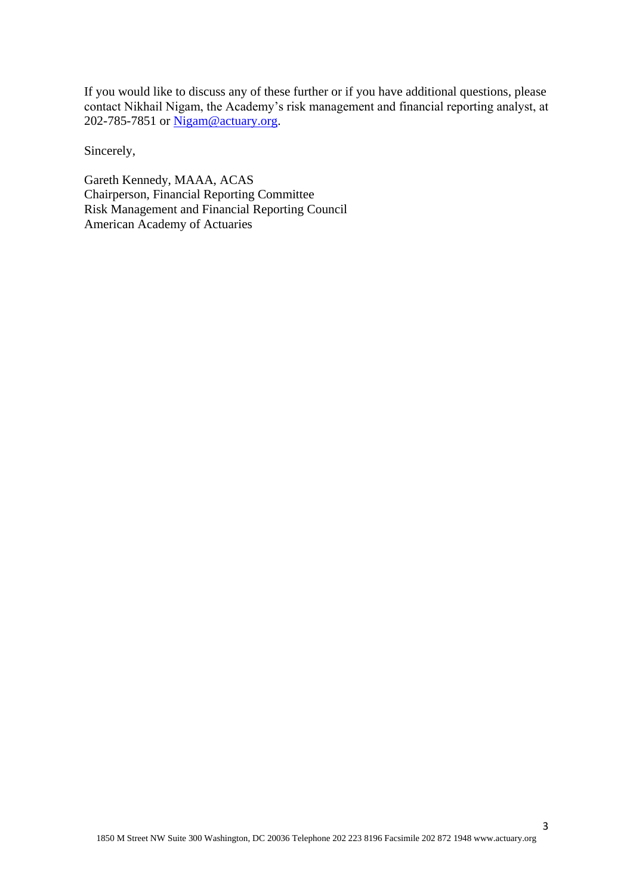If you would like to discuss any of these further or if you have additional questions, please contact Nikhail Nigam, the Academy's risk management and financial reporting analyst, at 202-785-7851 or [Nigam@actuary.org](mailto:Nigam@actuary.org).

Sincerely,

Gareth Kennedy, MAAA, ACAS  
Chairperson, Financial Reporting Committee  
Risk Management and Financial Reporting Council  
American Academy of Actuaries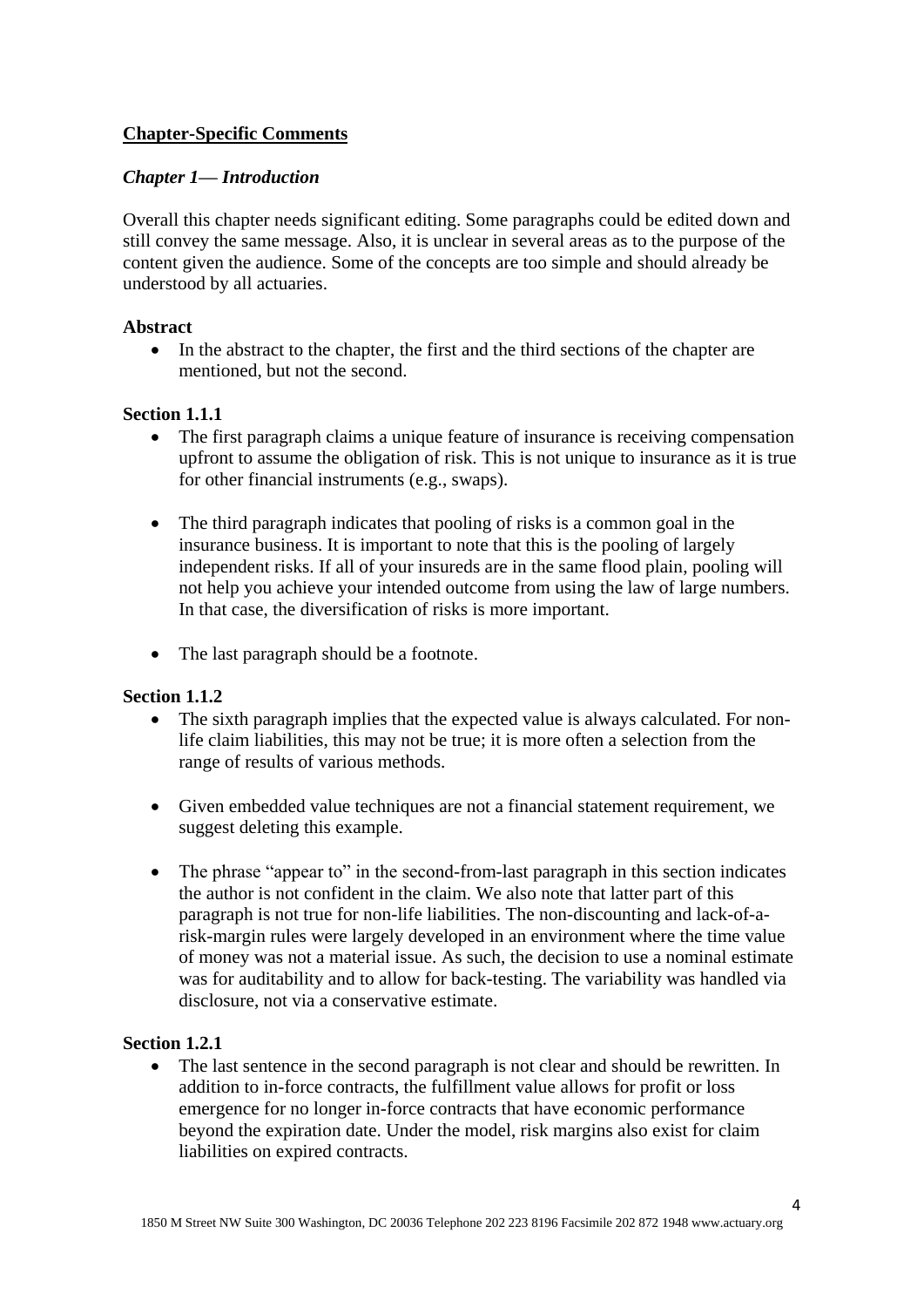## Chapter-Specific Comments

### *Chapter 1— Introduction*

Overall this chapter needs significant editing. Some paragraphs could be edited down and still convey the same message. Also, it is unclear in several areas as to the purpose of the content given the audience. Some of the concepts are too simple and should already be understood by all actuaries.

**Abstract**

- In the abstract to the chapter, the first and the third sections of the chapter are mentioned, but not the second.

**Section 1.1.1**

- The first paragraph claims a unique feature of insurance is receiving compensation upfront to assume the obligation of risk. This is not unique to insurance as it is true for other financial instruments (e.g., swaps).

- The third paragraph indicates that pooling of risks is a common goal in the insurance business. It is important to note that this is the pooling of largely independent risks. If all of your insureds are in the same flood plain, pooling will not help you achieve your intended outcome from using the law of large numbers. In that case, the diversification of risks is more important.

- The last paragraph should be a footnote.

**Section 1.1.2**

- The sixth paragraph implies that the expected value is always calculated. For non-life claim liabilities, this may not be true; it is more often a selection from the range of results of various methods.

- Given embedded value techniques are not a financial statement requirement, we suggest deleting this example.

- The phrase "appear to" in the second-from-last paragraph in this section indicates the author is not confident in the claim. We also note that latter part of this paragraph is not true for non-life liabilities. The non-discounting and lack-of-a-risk-margin rules were largely developed in an environment where the time value of money was not a material issue. As such, the decision to use a nominal estimate was for auditability and to allow for back-testing. The variability was handled via disclosure, not via a conservative estimate.

**Section 1.2.1**

- The last sentence in the second paragraph is not clear and should be rewritten. In addition to in-force contracts, the fulfillment value allows for profit or loss emergence for no longer in-force contracts that have economic performance beyond the expiration date. Under the model, risk margins also exist for claim liabilities on expired contracts.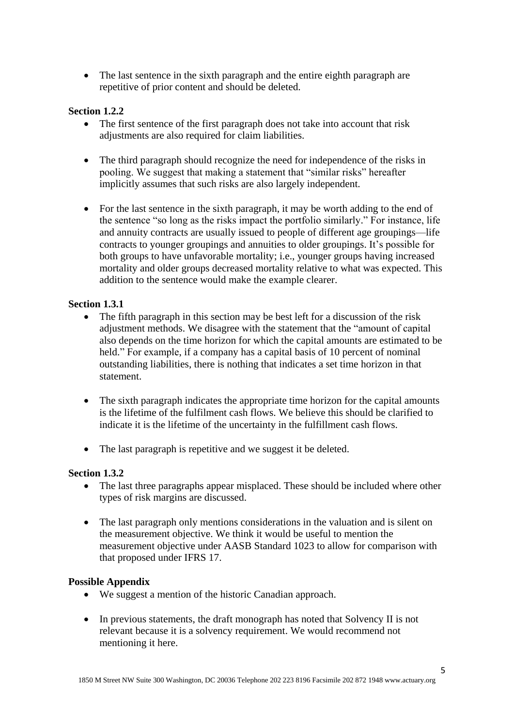- The last sentence in the sixth paragraph and the entire eighth paragraph are repetitive of prior content and should be deleted.

**Section 1.2.2**

- The first sentence of the first paragraph does not take into account that risk adjustments are also required for claim liabilities.
- The third paragraph should recognize the need for independence of the risks in pooling. We suggest that making a statement that "similar risks" hereafter implicitly assumes that such risks are also largely independent.
- For the last sentence in the sixth paragraph, it may be worth adding to the end of the sentence "so long as the risks impact the portfolio similarly." For instance, life and annuity contracts are usually issued to people of different age groupings—life contracts to younger groupings and annuities to older groupings. It's possible for both groups to have unfavorable mortality; i.e., younger groups having increased mortality and older groups decreased mortality relative to what was expected. This addition to the sentence would make the example clearer.

**Section 1.3.1**

- The fifth paragraph in this section may be best left for a discussion of the risk adjustment methods. We disagree with the statement that the "amount of capital also depends on the time horizon for which the capital amounts are estimated to be held." For example, if a company has a capital basis of 10 percent of nominal outstanding liabilities, there is nothing that indicates a set time horizon in that statement.
- The sixth paragraph indicates the appropriate time horizon for the capital amounts is the lifetime of the fulfilment cash flows. We believe this should be clarified to indicate it is the lifetime of the uncertainty in the fulfillment cash flows.
- The last paragraph is repetitive and we suggest it be deleted.

**Section 1.3.2**

- The last three paragraphs appear misplaced. These should be included where other types of risk margins are discussed.
- The last paragraph only mentions considerations in the valuation and is silent on the measurement objective. We think it would be useful to mention the measurement objective under AASB Standard 1023 to allow for comparison with that proposed under IFRS 17.

**Possible Appendix**

- We suggest a mention of the historic Canadian approach.
- In previous statements, the draft monograph has noted that Solvency II is not relevant because it is a solvency requirement. We would recommend not mentioning it here.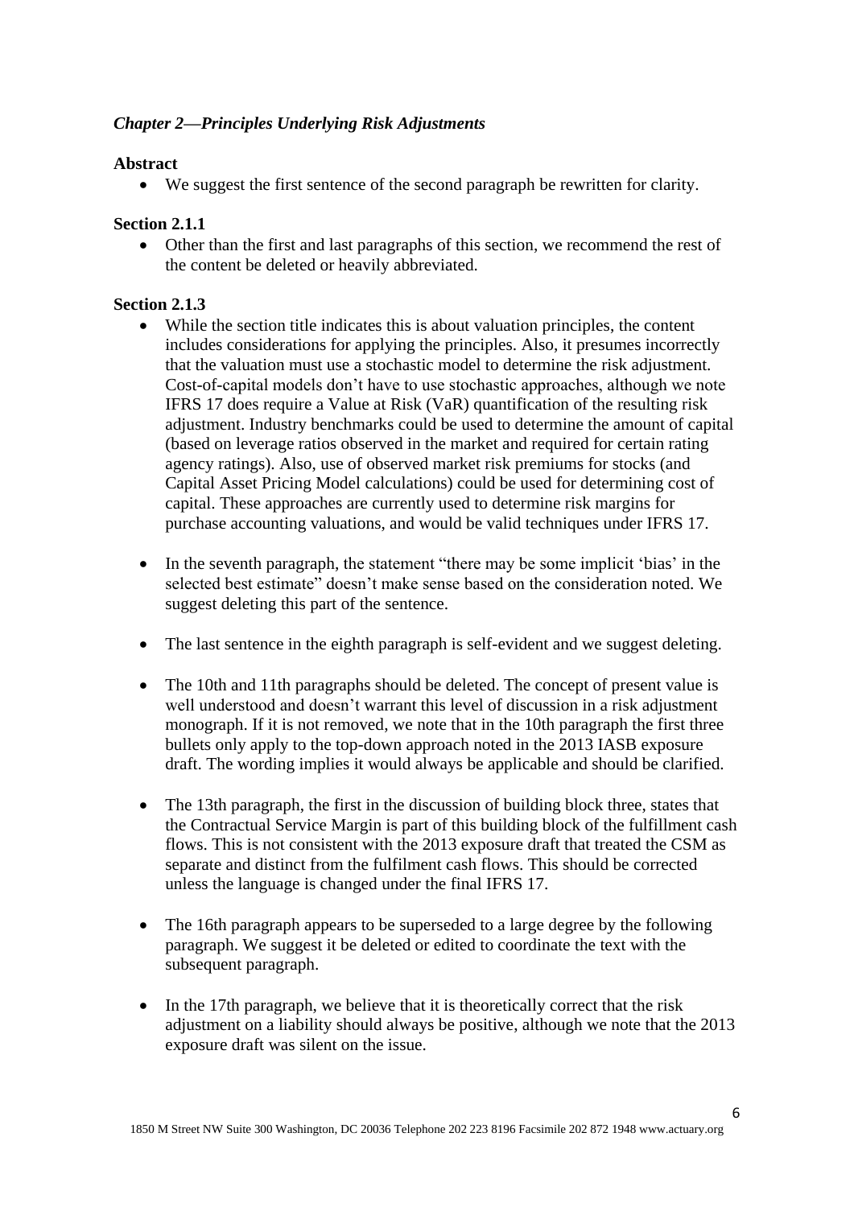### *Chapter 2—Principles Underlying Risk Adjustments*

**Abstract**

- We suggest the first sentence of the second paragraph be rewritten for clarity.

**Section 2.1.1**

- Other than the first and last paragraphs of this section, we recommend the rest of the content be deleted or heavily abbreviated.

**Section 2.1.3**

- While the section title indicates this is about valuation principles, the content includes considerations for applying the principles. Also, it presumes incorrectly that the valuation must use a stochastic model to determine the risk adjustment. Cost-of-capital models don't have to use stochastic approaches, although we note IFRS 17 does require a Value at Risk (VaR) quantification of the resulting risk adjustment. Industry benchmarks could be used to determine the amount of capital (based on leverage ratios observed in the market and required for certain rating agency ratings). Also, use of observed market risk premiums for stocks (and Capital Asset Pricing Model calculations) could be used for determining cost of capital. These approaches are currently used to determine risk margins for purchase accounting valuations, and would be valid techniques under IFRS 17.

- In the seventh paragraph, the statement "there may be some implicit 'bias' in the selected best estimate" doesn't make sense based on the consideration noted. We suggest deleting this part of the sentence.

- The last sentence in the eighth paragraph is self-evident and we suggest deleting.

- The 10th and 11th paragraphs should be deleted. The concept of present value is well understood and doesn't warrant this level of discussion in a risk adjustment monograph. If it is not removed, we note that in the 10th paragraph the first three bullets only apply to the top-down approach noted in the 2013 IASB exposure draft. The wording implies it would always be applicable and should be clarified.

- The 13th paragraph, the first in the discussion of building block three, states that the Contractual Service Margin is part of this building block of the fulfillment cash flows. This is not consistent with the 2013 exposure draft that treated the CSM as separate and distinct from the fulfilment cash flows. This should be corrected unless the language is changed under the final IFRS 17.

- The 16th paragraph appears to be superseded to a large degree by the following paragraph. We suggest it be deleted or edited to coordinate the text with the subsequent paragraph.

- In the 17th paragraph, we believe that it is theoretically correct that the risk adjustment on a liability should always be positive, although we note that the 2013 exposure draft was silent on the issue.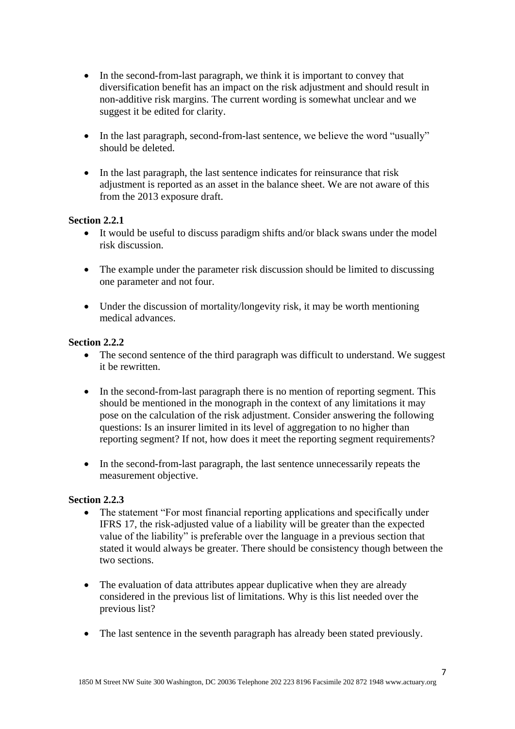- In the second-from-last paragraph, we think it is important to convey that diversification benefit has an impact on the risk adjustment and should result in non-additive risk margins. The current wording is somewhat unclear and we suggest it be edited for clarity.

- In the last paragraph, second-from-last sentence, we believe the word "usually" should be deleted.

- In the last paragraph, the last sentence indicates for reinsurance that risk adjustment is reported as an asset in the balance sheet. We are not aware of this from the 2013 exposure draft.

**Section 2.2.1**

- It would be useful to discuss paradigm shifts and/or black swans under the model risk discussion.

- The example under the parameter risk discussion should be limited to discussing one parameter and not four.

- Under the discussion of mortality/longevity risk, it may be worth mentioning medical advances.

**Section 2.2.2**

- The second sentence of the third paragraph was difficult to understand. We suggest it be rewritten.

- In the second-from-last paragraph there is no mention of reporting segment. This should be mentioned in the monograph in the context of any limitations it may pose on the calculation of the risk adjustment. Consider answering the following questions: Is an insurer limited in its level of aggregation to no higher than reporting segment? If not, how does it meet the reporting segment requirements?

- In the second-from-last paragraph, the last sentence unnecessarily repeats the measurement objective.

**Section 2.2.3**

- The statement "For most financial reporting applications and specifically under IFRS 17, the risk-adjusted value of a liability will be greater than the expected value of the liability" is preferable over the language in a previous section that stated it would always be greater. There should be consistency though between the two sections.

- The evaluation of data attributes appear duplicative when they are already considered in the previous list of limitations. Why is this list needed over the previous list?

- The last sentence in the seventh paragraph has already been stated previously.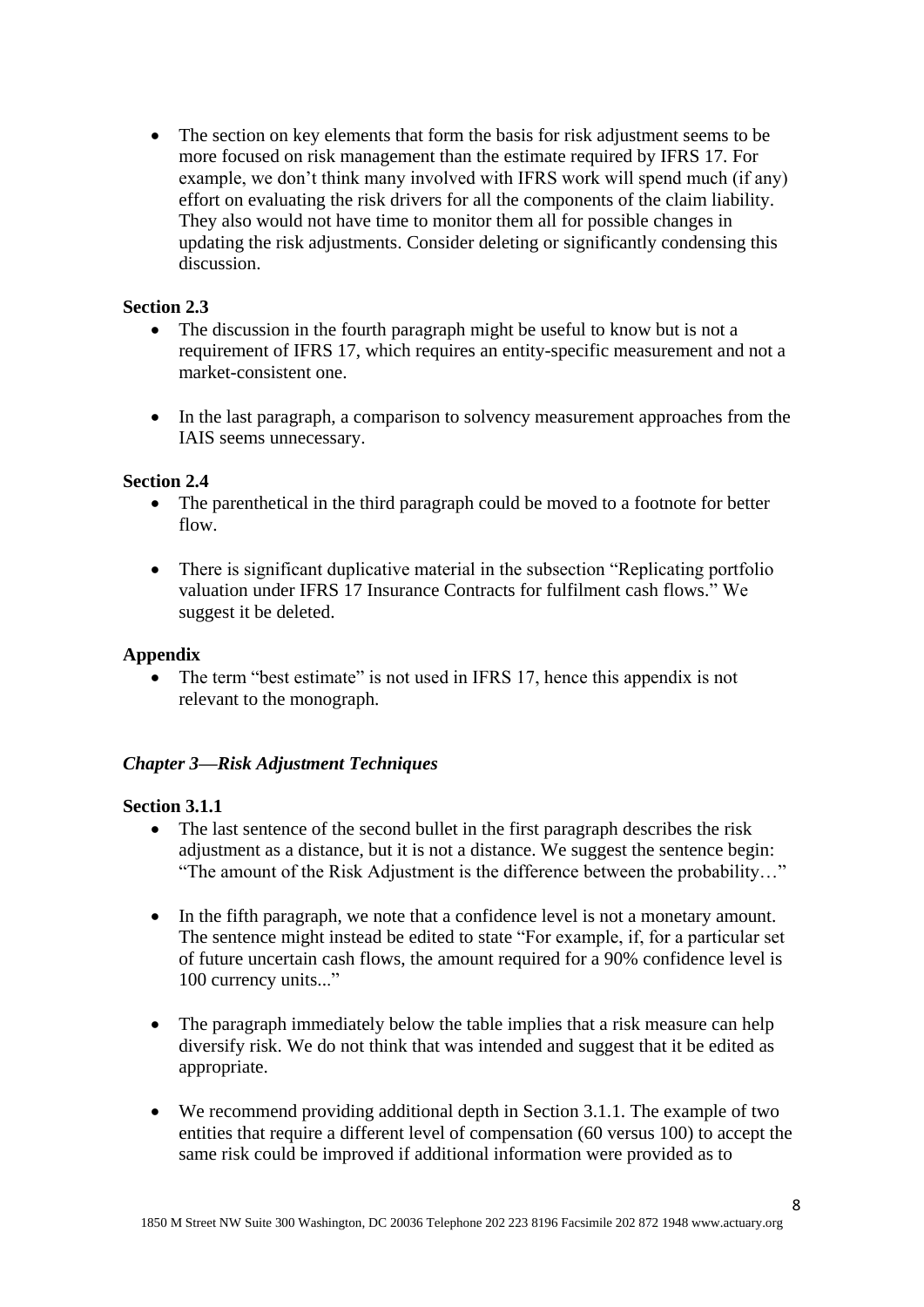- The section on key elements that form the basis for risk adjustment seems to be more focused on risk management than the estimate required by IFRS 17. For example, we don't think many involved with IFRS work will spend much (if any) effort on evaluating the risk drivers for all the components of the claim liability. They also would not have time to monitor them all for possible changes in updating the risk adjustments. Consider deleting or significantly condensing this discussion.

**Section 2.3**

- The discussion in the fourth paragraph might be useful to know but is not a requirement of IFRS 17, which requires an entity-specific measurement and not a market-consistent one.

- In the last paragraph, a comparison to solvency measurement approaches from the IAIS seems unnecessary.

**Section 2.4**

- The parenthetical in the third paragraph could be moved to a footnote for better flow.

- There is significant duplicative material in the subsection "Replicating portfolio valuation under IFRS 17 Insurance Contracts for fulfilment cash flows." We suggest it be deleted.

**Appendix**

- The term "best estimate" is not used in IFRS 17, hence this appendix is not relevant to the monograph.

***Chapter 3—Risk Adjustment Techniques***

**Section 3.1.1**

- The last sentence of the second bullet in the first paragraph describes the risk adjustment as a distance, but it is not a distance. We suggest the sentence begin: "The amount of the Risk Adjustment is the difference between the probability…"

- In the fifth paragraph, we note that a confidence level is not a monetary amount. The sentence might instead be edited to state "For example, if, for a particular set of future uncertain cash flows, the amount required for a 90% confidence level is 100 currency units..."

- The paragraph immediately below the table implies that a risk measure can help diversify risk. We do not think that was intended and suggest that it be edited as appropriate.

- We recommend providing additional depth in Section 3.1.1. The example of two entities that require a different level of compensation (60 versus 100) to accept the same risk could be improved if additional information were provided as to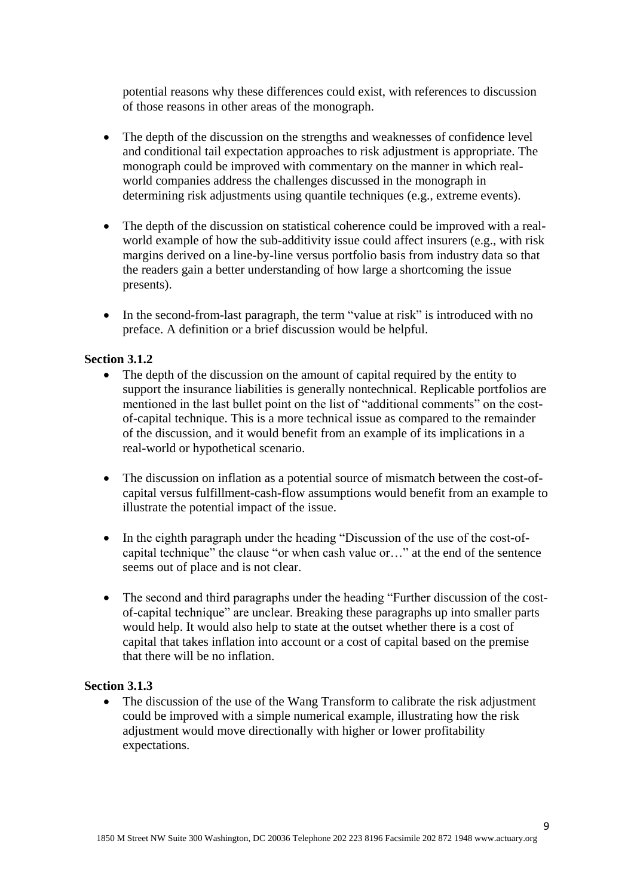potential reasons why these differences could exist, with references to discussion of those reasons in other areas of the monograph.

- The depth of the discussion on the strengths and weaknesses of confidence level and conditional tail expectation approaches to risk adjustment is appropriate. The monograph could be improved with commentary on the manner in which real-world companies address the challenges discussed in the monograph in determining risk adjustments using quantile techniques (e.g., extreme events).

- The depth of the discussion on statistical coherence could be improved with a real-world example of how the sub-additivity issue could affect insurers (e.g., with risk margins derived on a line-by-line versus portfolio basis from industry data so that the readers gain a better understanding of how large a shortcoming the issue presents).

- In the second-from-last paragraph, the term "value at risk" is introduced with no preface. A definition or a brief discussion would be helpful.

**Section 3.1.2**

- The depth of the discussion on the amount of capital required by the entity to support the insurance liabilities is generally nontechnical. Replicable portfolios are mentioned in the last bullet point on the list of "additional comments" on the cost-of-capital technique. This is a more technical issue as compared to the remainder of the discussion, and it would benefit from an example of its implications in a real-world or hypothetical scenario.

- The discussion on inflation as a potential source of mismatch between the cost-of-capital versus fulfillment-cash-flow assumptions would benefit from an example to illustrate the potential impact of the issue.

- In the eighth paragraph under the heading "Discussion of the use of the cost-of-capital technique" the clause "or when cash value or…" at the end of the sentence seems out of place and is not clear.

- The second and third paragraphs under the heading "Further discussion of the cost-of-capital technique" are unclear. Breaking these paragraphs up into smaller parts would help. It would also help to state at the outset whether there is a cost of capital that takes inflation into account or a cost of capital based on the premise that there will be no inflation.

**Section 3.1.3**

- The discussion of the use of the Wang Transform to calibrate the risk adjustment could be improved with a simple numerical example, illustrating how the risk adjustment would move directionally with higher or lower profitability expectations.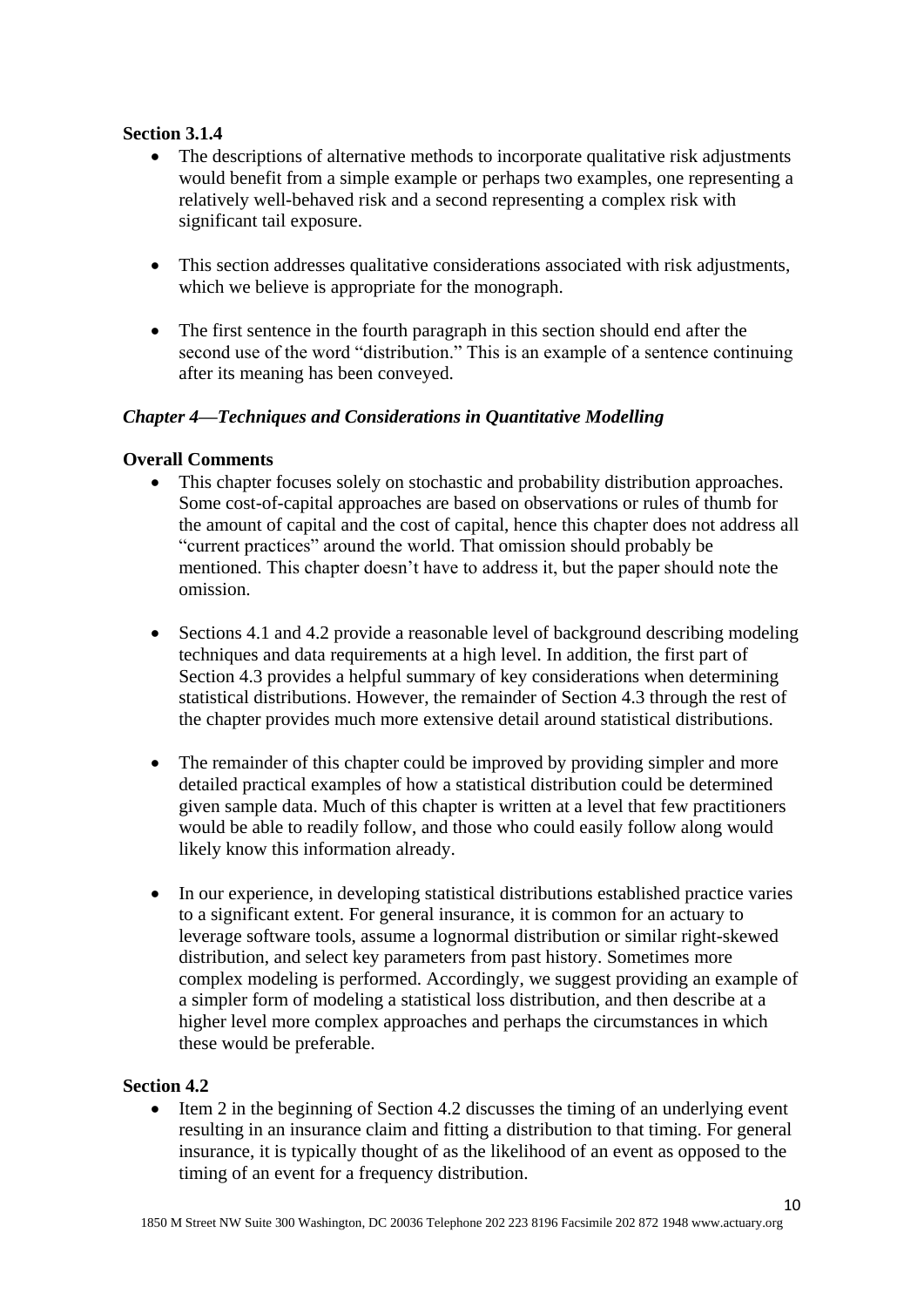**Section 3.1.4**

- The descriptions of alternative methods to incorporate qualitative risk adjustments would benefit from a simple example or perhaps two examples, one representing a relatively well-behaved risk and a second representing a complex risk with significant tail exposure.
- This section addresses qualitative considerations associated with risk adjustments, which we believe is appropriate for the monograph.
- The first sentence in the fourth paragraph in this section should end after the second use of the word "distribution." This is an example of a sentence continuing after its meaning has been conveyed.

***Chapter 4—Techniques and Considerations in Quantitative Modelling***

**Overall Comments**

- This chapter focuses solely on stochastic and probability distribution approaches. Some cost-of-capital approaches are based on observations or rules of thumb for the amount of capital and the cost of capital, hence this chapter does not address all "current practices" around the world. That omission should probably be mentioned. This chapter doesn't have to address it, but the paper should note the omission.
- Sections 4.1 and 4.2 provide a reasonable level of background describing modeling techniques and data requirements at a high level. In addition, the first part of Section 4.3 provides a helpful summary of key considerations when determining statistical distributions. However, the remainder of Section 4.3 through the rest of the chapter provides much more extensive detail around statistical distributions.
- The remainder of this chapter could be improved by providing simpler and more detailed practical examples of how a statistical distribution could be determined given sample data. Much of this chapter is written at a level that few practitioners would be able to readily follow, and those who could easily follow along would likely know this information already.
- In our experience, in developing statistical distributions established practice varies to a significant extent. For general insurance, it is common for an actuary to leverage software tools, assume a lognormal distribution or similar right-skewed distribution, and select key parameters from past history. Sometimes more complex modeling is performed. Accordingly, we suggest providing an example of a simpler form of modeling a statistical loss distribution, and then describe at a higher level more complex approaches and perhaps the circumstances in which these would be preferable.

**Section 4.2**

- Item 2 in the beginning of Section 4.2 discusses the timing of an underlying event resulting in an insurance claim and fitting a distribution to that timing. For general insurance, it is typically thought of as the likelihood of an event as opposed to the timing of an event for a frequency distribution.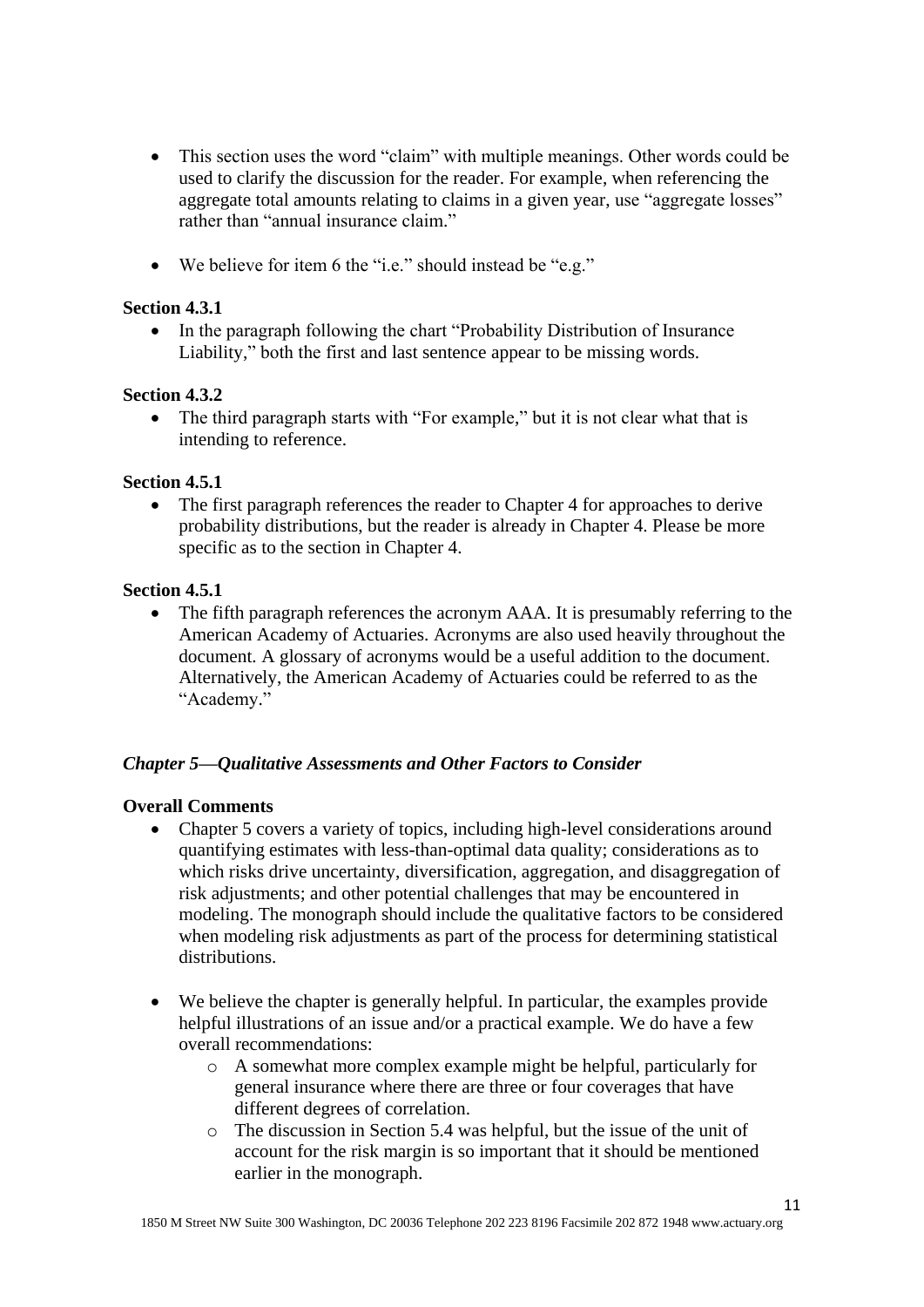- This section uses the word "claim" with multiple meanings. Other words could be used to clarify the discussion for the reader. For example, when referencing the aggregate total amounts relating to claims in a given year, use "aggregate losses" rather than "annual insurance claim."

- We believe for item 6 the "i.e." should instead be "e.g."

**Section 4.3.1**

- In the paragraph following the chart "Probability Distribution of Insurance Liability," both the first and last sentence appear to be missing words.

**Section 4.3.2**

- The third paragraph starts with "For example," but it is not clear what that is intending to reference.

**Section 4.5.1**

- The first paragraph references the reader to Chapter 4 for approaches to derive probability distributions, but the reader is already in Chapter 4. Please be more specific as to the section in Chapter 4.

**Section 4.5.1**

- The fifth paragraph references the acronym AAA. It is presumably referring to the American Academy of Actuaries. Acronyms are also used heavily throughout the document. A glossary of acronyms would be a useful addition to the document. Alternatively, the American Academy of Actuaries could be referred to as the "Academy."

### *Chapter 5—Qualitative Assessments and Other Factors to Consider*

**Overall Comments**

- Chapter 5 covers a variety of topics, including high-level considerations around quantifying estimates with less-than-optimal data quality; considerations as to which risks drive uncertainty, diversification, aggregation, and disaggregation of risk adjustments; and other potential challenges that may be encountered in modeling. The monograph should include the qualitative factors to be considered when modeling risk adjustments as part of the process for determining statistical distributions.

- We believe the chapter is generally helpful. In particular, the examples provide helpful illustrations of an issue and/or a practical example. We do have a few overall recommendations:
  - A somewhat more complex example might be helpful, particularly for general insurance where there are three or four coverages that have different degrees of correlation.
  - The discussion in Section 5.4 was helpful, but the issue of the unit of account for the risk margin is so important that it should be mentioned earlier in the monograph.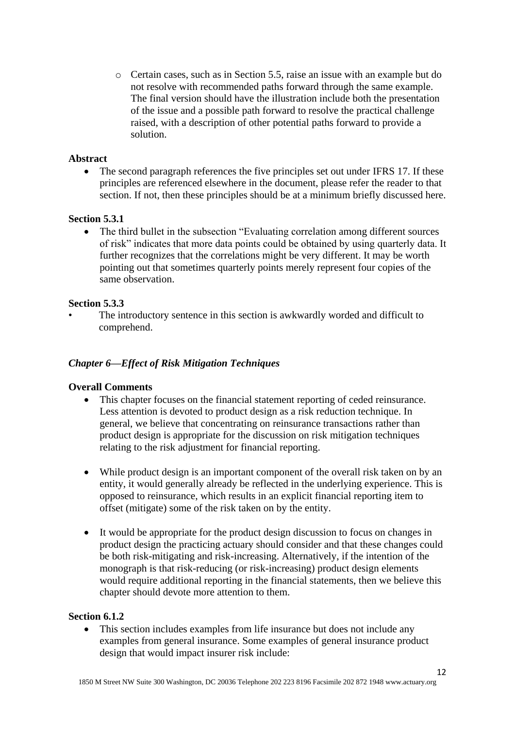- Certain cases, such as in Section 5.5, raise an issue with an example but do not resolve with recommended paths forward through the same example. The final version should have the illustration include both the presentation of the issue and a possible path forward to resolve the practical challenge raised, with a description of other potential paths forward to provide a solution.

**Abstract**

- The second paragraph references the five principles set out under IFRS 17. If these principles are referenced elsewhere in the document, please refer the reader to that section. If not, then these principles should be at a minimum briefly discussed here.

**Section 5.3.1**

- The third bullet in the subsection "Evaluating correlation among different sources of risk" indicates that more data points could be obtained by using quarterly data. It further recognizes that the correlations might be very different. It may be worth pointing out that sometimes quarterly points merely represent four copies of the same observation.

**Section 5.3.3**

- The introductory sentence in this section is awkwardly worded and difficult to comprehend.

## *Chapter 6—Effect of Risk Mitigation Techniques*

**Overall Comments**

- This chapter focuses on the financial statement reporting of ceded reinsurance. Less attention is devoted to product design as a risk reduction technique. In general, we believe that concentrating on reinsurance transactions rather than product design is appropriate for the discussion on risk mitigation techniques relating to the risk adjustment for financial reporting.

- While product design is an important component of the overall risk taken on by an entity, it would generally already be reflected in the underlying experience. This is opposed to reinsurance, which results in an explicit financial reporting item to offset (mitigate) some of the risk taken on by the entity.

- It would be appropriate for the product design discussion to focus on changes in product design the practicing actuary should consider and that these changes could be both risk-mitigating and risk-increasing. Alternatively, if the intention of the monograph is that risk-reducing (or risk-increasing) product design elements would require additional reporting in the financial statements, then we believe this chapter should devote more attention to them.

**Section 6.1.2**

- This section includes examples from life insurance but does not include any examples from general insurance. Some examples of general insurance product design that would impact insurer risk include: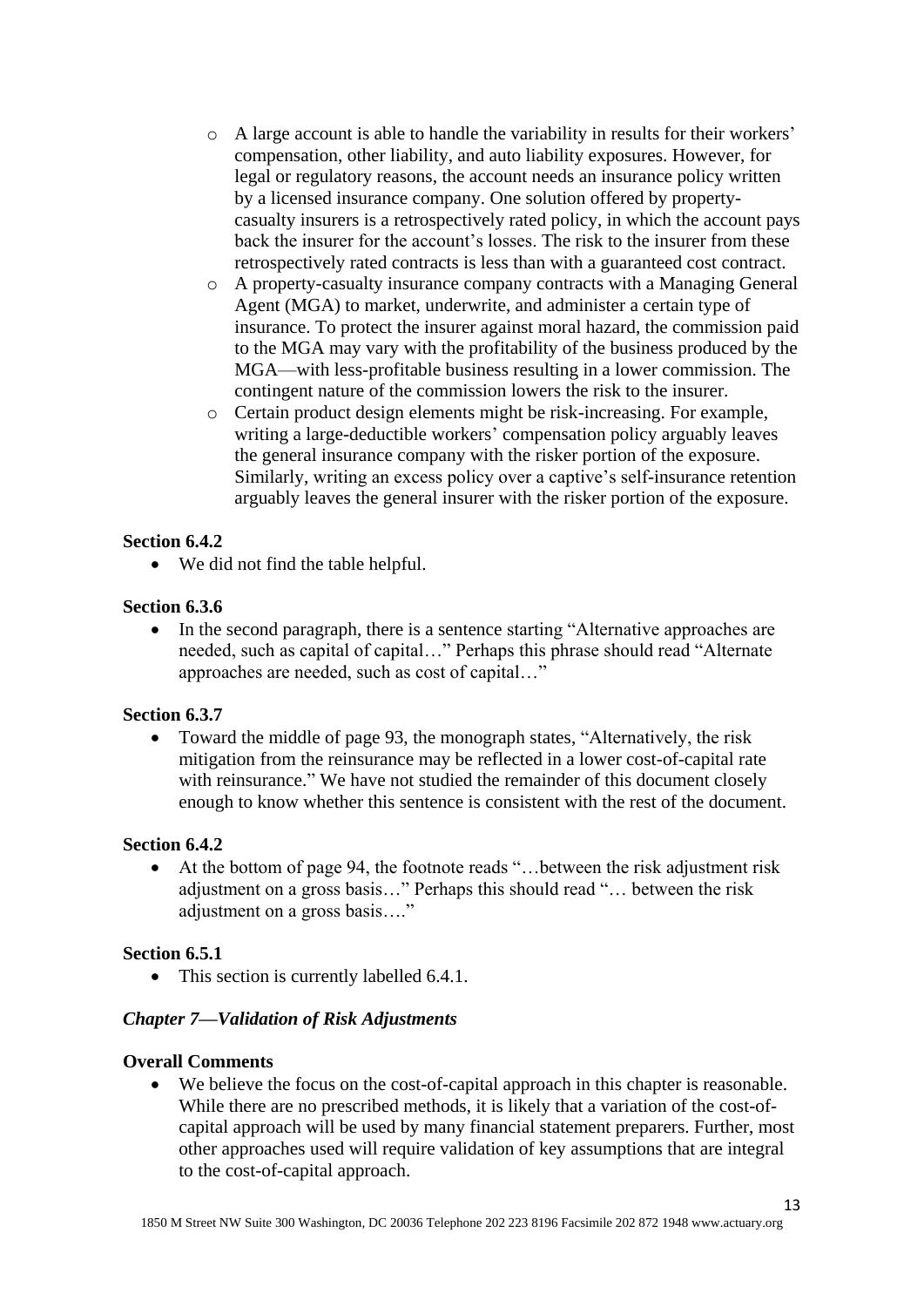- A large account is able to handle the variability in results for their workers' compensation, other liability, and auto liability exposures. However, for legal or regulatory reasons, the account needs an insurance policy written by a licensed insurance company. One solution offered by property-casualty insurers is a retrospectively rated policy, in which the account pays back the insurer for the account's losses. The risk to the insurer from these retrospectively rated contracts is less than with a guaranteed cost contract.
- A property-casualty insurance company contracts with a Managing General Agent (MGA) to market, underwrite, and administer a certain type of insurance. To protect the insurer against moral hazard, the commission paid to the MGA may vary with the profitability of the business produced by the MGA—with less-profitable business resulting in a lower commission. The contingent nature of the commission lowers the risk to the insurer.
- Certain product design elements might be risk-increasing. For example, writing a large-deductible workers' compensation policy arguably leaves the general insurance company with the risker portion of the exposure. Similarly, writing an excess policy over a captive's self-insurance retention arguably leaves the general insurer with the risker portion of the exposure.

**Section 6.4.2**

- We did not find the table helpful.

**Section 6.3.6**

- In the second paragraph, there is a sentence starting "Alternative approaches are needed, such as capital of capital…" Perhaps this phrase should read "Alternate approaches are needed, such as cost of capital…"

**Section 6.3.7**

- Toward the middle of page 93, the monograph states, "Alternatively, the risk mitigation from the reinsurance may be reflected in a lower cost-of-capital rate with reinsurance." We have not studied the remainder of this document closely enough to know whether this sentence is consistent with the rest of the document.

**Section 6.4.2**

- At the bottom of page 94, the footnote reads "…between the risk adjustment risk adjustment on a gross basis…" Perhaps this should read "… between the risk adjustment on a gross basis…."

**Section 6.5.1**

- This section is currently labelled 6.4.1.

***Chapter 7—Validation of Risk Adjustments***

**Overall Comments**

- We believe the focus on the cost-of-capital approach in this chapter is reasonable. While there are no prescribed methods, it is likely that a variation of the cost-of-capital approach will be used by many financial statement preparers. Further, most other approaches used will require validation of key assumptions that are integral to the cost-of-capital approach.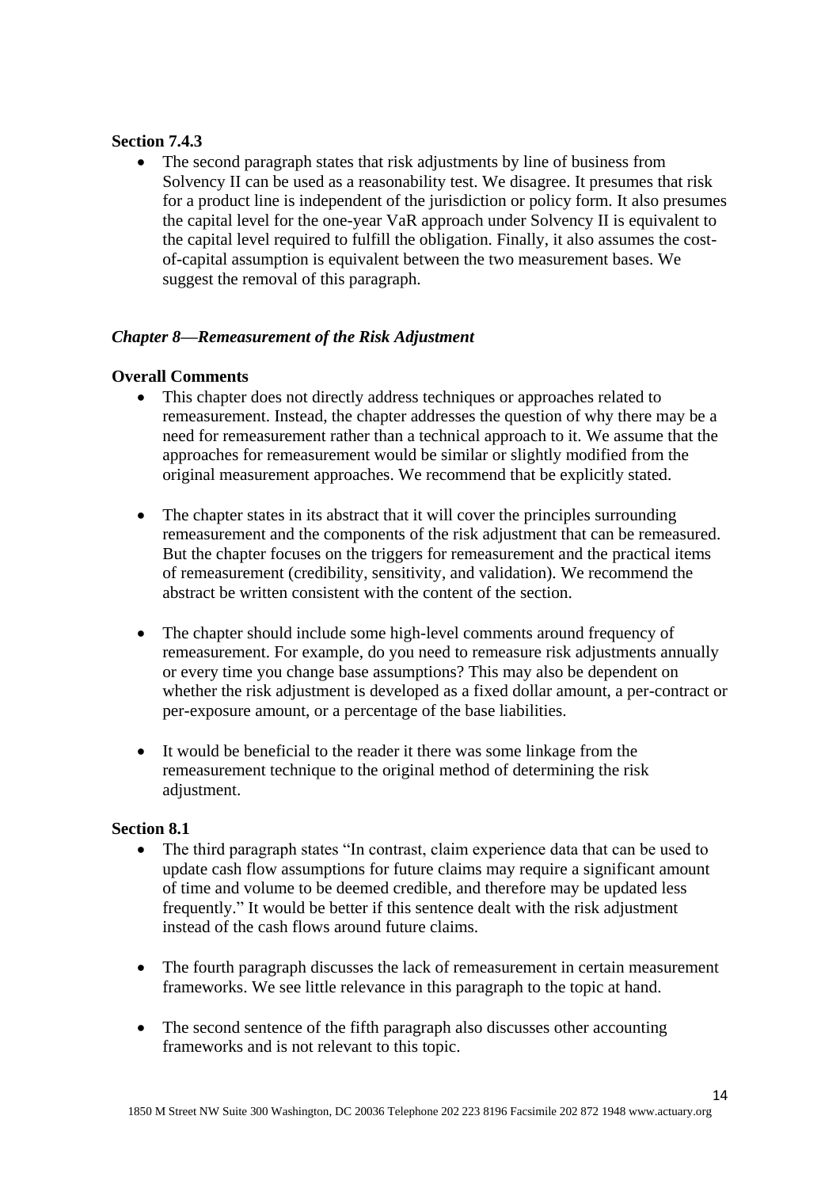**Section 7.4.3**

- The second paragraph states that risk adjustments by line of business from Solvency II can be used as a reasonability test. We disagree. It presumes that risk for a product line is independent of the jurisdiction or policy form. It also presumes the capital level for the one-year VaR approach under Solvency II is equivalent to the capital level required to fulfill the obligation. Finally, it also assumes the cost-of-capital assumption is equivalent between the two measurement bases. We suggest the removal of this paragraph.

***Chapter 8—Remeasurement of the Risk Adjustment***

**Overall Comments**

- This chapter does not directly address techniques or approaches related to remeasurement. Instead, the chapter addresses the question of why there may be a need for remeasurement rather than a technical approach to it. We assume that the approaches for remeasurement would be similar or slightly modified from the original measurement approaches. We recommend that be explicitly stated.

- The chapter states in its abstract that it will cover the principles surrounding remeasurement and the components of the risk adjustment that can be remeasured. But the chapter focuses on the triggers for remeasurement and the practical items of remeasurement (credibility, sensitivity, and validation). We recommend the abstract be written consistent with the content of the section.

- The chapter should include some high-level comments around frequency of remeasurement. For example, do you need to remeasure risk adjustments annually or every time you change base assumptions? This may also be dependent on whether the risk adjustment is developed as a fixed dollar amount, a per-contract or per-exposure amount, or a percentage of the base liabilities.

- It would be beneficial to the reader it there was some linkage from the remeasurement technique to the original method of determining the risk adjustment.

**Section 8.1**

- The third paragraph states "In contrast, claim experience data that can be used to update cash flow assumptions for future claims may require a significant amount of time and volume to be deemed credible, and therefore may be updated less frequently." It would be better if this sentence dealt with the risk adjustment instead of the cash flows around future claims.

- The fourth paragraph discusses the lack of remeasurement in certain measurement frameworks. We see little relevance in this paragraph to the topic at hand.

- The second sentence of the fifth paragraph also discusses other accounting frameworks and is not relevant to this topic.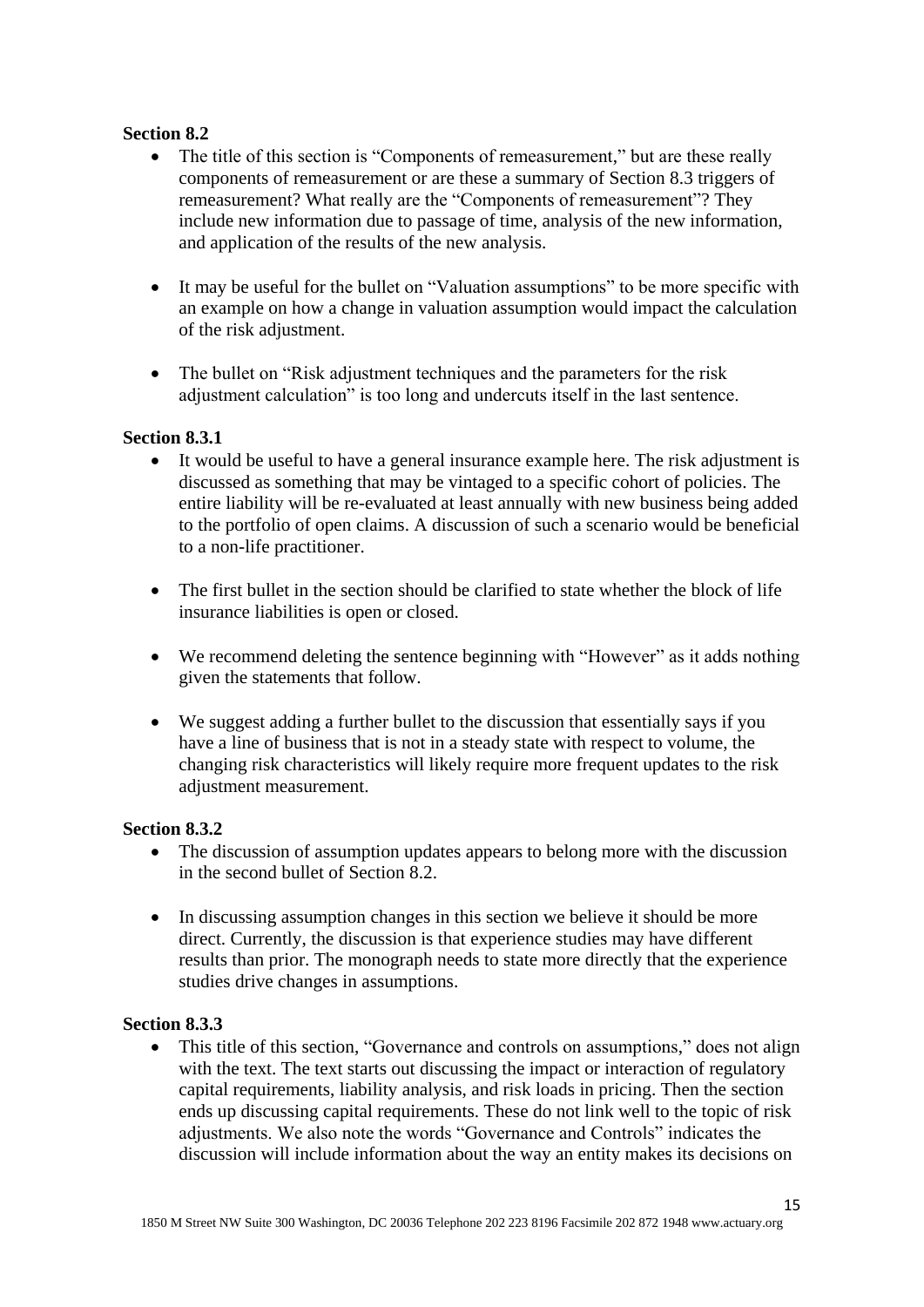**Section 8.2**

- The title of this section is "Components of remeasurement," but are these really components of remeasurement or are these a summary of Section 8.3 triggers of remeasurement? What really are the "Components of remeasurement"? They include new information due to passage of time, analysis of the new information, and application of the results of the new analysis.

- It may be useful for the bullet on "Valuation assumptions" to be more specific with an example on how a change in valuation assumption would impact the calculation of the risk adjustment.

- The bullet on "Risk adjustment techniques and the parameters for the risk adjustment calculation" is too long and undercuts itself in the last sentence.

**Section 8.3.1**

- It would be useful to have a general insurance example here. The risk adjustment is discussed as something that may be vintaged to a specific cohort of policies. The entire liability will be re-evaluated at least annually with new business being added to the portfolio of open claims. A discussion of such a scenario would be beneficial to a non-life practitioner.

- The first bullet in the section should be clarified to state whether the block of life insurance liabilities is open or closed.

- We recommend deleting the sentence beginning with "However" as it adds nothing given the statements that follow.

- We suggest adding a further bullet to the discussion that essentially says if you have a line of business that is not in a steady state with respect to volume, the changing risk characteristics will likely require more frequent updates to the risk adjustment measurement.

**Section 8.3.2**

- The discussion of assumption updates appears to belong more with the discussion in the second bullet of Section 8.2.

- In discussing assumption changes in this section we believe it should be more direct. Currently, the discussion is that experience studies may have different results than prior. The monograph needs to state more directly that the experience studies drive changes in assumptions.

**Section 8.3.3**

- This title of this section, "Governance and controls on assumptions," does not align with the text. The text starts out discussing the impact or interaction of regulatory capital requirements, liability analysis, and risk loads in pricing. Then the section ends up discussing capital requirements. These do not link well to the topic of risk adjustments. We also note the words "Governance and Controls" indicates the discussion will include information about the way an entity makes its decisions on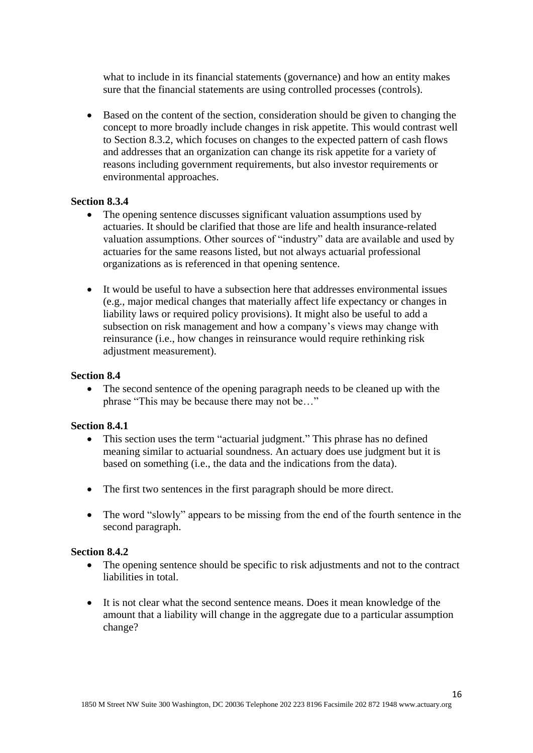what to include in its financial statements (governance) and how an entity makes sure that the financial statements are using controlled processes (controls).

- Based on the content of the section, consideration should be given to changing the concept to more broadly include changes in risk appetite. This would contrast well to Section 8.3.2, which focuses on changes to the expected pattern of cash flows and addresses that an organization can change its risk appetite for a variety of reasons including government requirements, but also investor requirements or environmental approaches.

**Section 8.3.4**

- The opening sentence discusses significant valuation assumptions used by actuaries. It should be clarified that those are life and health insurance-related valuation assumptions. Other sources of "industry" data are available and used by actuaries for the same reasons listed, but not always actuarial professional organizations as is referenced in that opening sentence.

- It would be useful to have a subsection here that addresses environmental issues (e.g., major medical changes that materially affect life expectancy or changes in liability laws or required policy provisions). It might also be useful to add a subsection on risk management and how a company's views may change with reinsurance (i.e., how changes in reinsurance would require rethinking risk adjustment measurement).

**Section 8.4**

- The second sentence of the opening paragraph needs to be cleaned up with the phrase "This may be because there may not be…"

**Section 8.4.1**

- This section uses the term "actuarial judgment." This phrase has no defined meaning similar to actuarial soundness. An actuary does use judgment but it is based on something (i.e., the data and the indications from the data).

- The first two sentences in the first paragraph should be more direct.

- The word "slowly" appears to be missing from the end of the fourth sentence in the second paragraph.

**Section 8.4.2**

- The opening sentence should be specific to risk adjustments and not to the contract liabilities in total.

- It is not clear what the second sentence means. Does it mean knowledge of the amount that a liability will change in the aggregate due to a particular assumption change?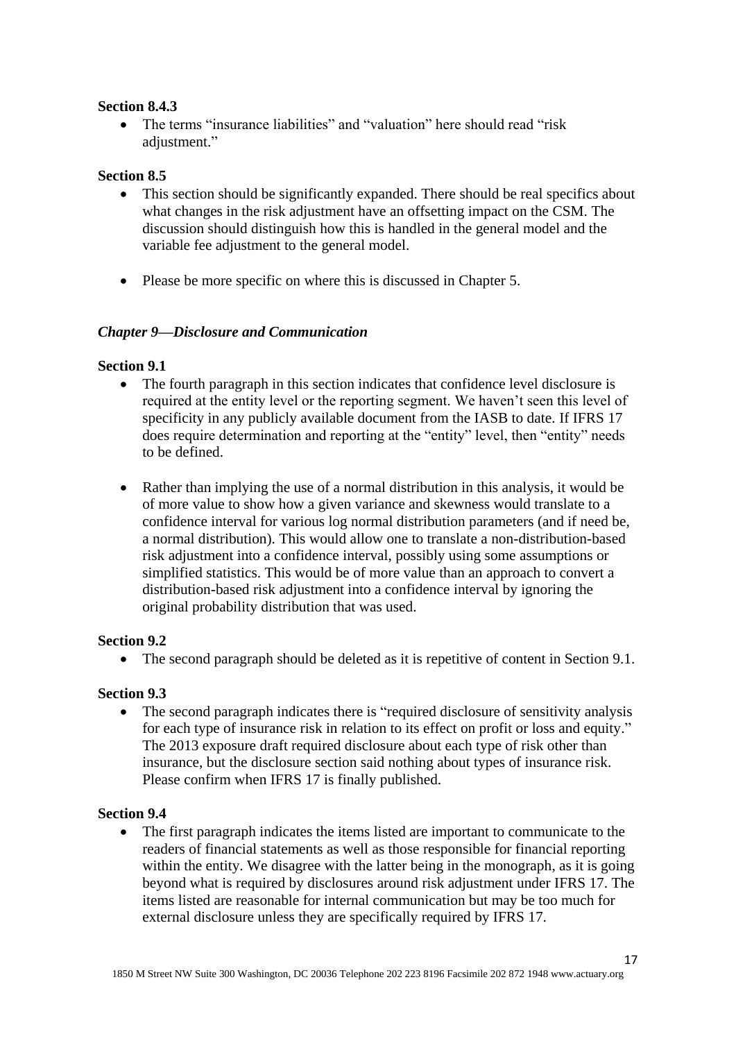**Section 8.4.3**

- The terms "insurance liabilities" and "valuation" here should read "risk adjustment."

**Section 8.5**

- This section should be significantly expanded. There should be real specifics about what changes in the risk adjustment have an offsetting impact on the CSM. The discussion should distinguish how this is handled in the general model and the variable fee adjustment to the general model.

- Please be more specific on where this is discussed in Chapter 5.

***Chapter 9—Disclosure and Communication***

**Section 9.1**

- The fourth paragraph in this section indicates that confidence level disclosure is required at the entity level or the reporting segment. We haven't seen this level of specificity in any publicly available document from the IASB to date. If IFRS 17 does require determination and reporting at the "entity" level, then "entity" needs to be defined.

- Rather than implying the use of a normal distribution in this analysis, it would be of more value to show how a given variance and skewness would translate to a confidence interval for various log normal distribution parameters (and if need be, a normal distribution). This would allow one to translate a non-distribution-based risk adjustment into a confidence interval, possibly using some assumptions or simplified statistics. This would be of more value than an approach to convert a distribution-based risk adjustment into a confidence interval by ignoring the original probability distribution that was used.

**Section 9.2**

- The second paragraph should be deleted as it is repetitive of content in Section 9.1.

**Section 9.3**

- The second paragraph indicates there is "required disclosure of sensitivity analysis for each type of insurance risk in relation to its effect on profit or loss and equity." The 2013 exposure draft required disclosure about each type of risk other than insurance, but the disclosure section said nothing about types of insurance risk. Please confirm when IFRS 17 is finally published.

**Section 9.4**

- The first paragraph indicates the items listed are important to communicate to the readers of financial statements as well as those responsible for financial reporting within the entity. We disagree with the latter being in the monograph, as it is going beyond what is required by disclosures around risk adjustment under IFRS 17. The items listed are reasonable for internal communication but may be too much for external disclosure unless they are specifically required by IFRS 17.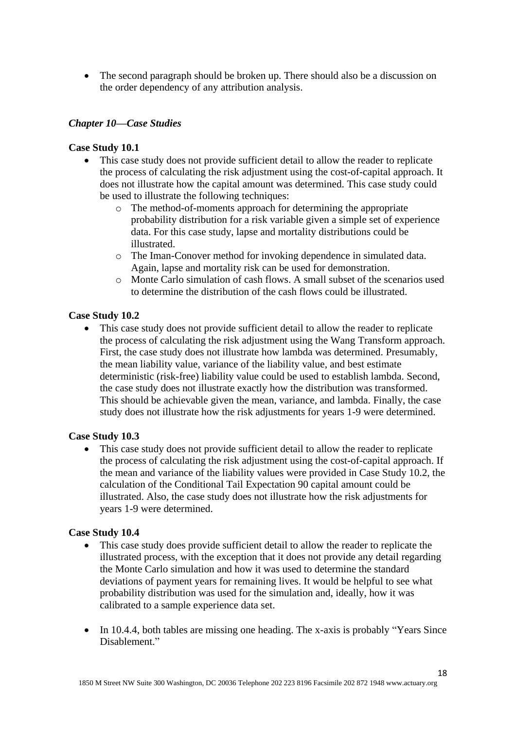- The second paragraph should be broken up. There should also be a discussion on the order dependency of any attribution analysis.

### *Chapter 10—Case Studies*

**Case Study 10.1**

- This case study does not provide sufficient detail to allow the reader to replicate the process of calculating the risk adjustment using the cost-of-capital approach. It does not illustrate how the capital amount was determined. This case study could be used to illustrate the following techniques:
    - The method-of-moments approach for determining the appropriate probability distribution for a risk variable given a simple set of experience data. For this case study, lapse and mortality distributions could be illustrated.
    - The Iman-Conover method for invoking dependence in simulated data. Again, lapse and mortality risk can be used for demonstration.
    - Monte Carlo simulation of cash flows. A small subset of the scenarios used to determine the distribution of the cash flows could be illustrated.

**Case Study 10.2**

- This case study does not provide sufficient detail to allow the reader to replicate the process of calculating the risk adjustment using the Wang Transform approach. First, the case study does not illustrate how lambda was determined. Presumably, the mean liability value, variance of the liability value, and best estimate deterministic (risk-free) liability value could be used to establish lambda. Second, the case study does not illustrate exactly how the distribution was transformed. This should be achievable given the mean, variance, and lambda. Finally, the case study does not illustrate how the risk adjustments for years 1-9 were determined.

**Case Study 10.3**

- This case study does not provide sufficient detail to allow the reader to replicate the process of calculating the risk adjustment using the cost-of-capital approach. If the mean and variance of the liability values were provided in Case Study 10.2, the calculation of the Conditional Tail Expectation 90 capital amount could be illustrated. Also, the case study does not illustrate how the risk adjustments for years 1-9 were determined.

**Case Study 10.4**

- This case study does provide sufficient detail to allow the reader to replicate the illustrated process, with the exception that it does not provide any detail regarding the Monte Carlo simulation and how it was used to determine the standard deviations of payment years for remaining lives. It would be helpful to see what probability distribution was used for the simulation and, ideally, how it was calibrated to a sample experience data set.

- In 10.4.4, both tables are missing one heading. The x-axis is probably "Years Since Disablement."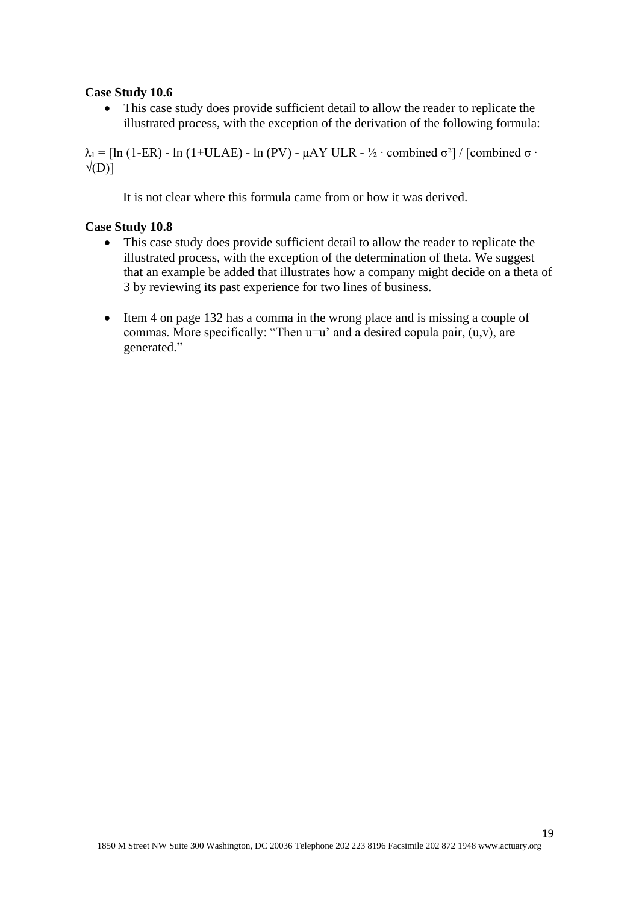**Case Study 10.6**

- This case study does provide sufficient detail to allow the reader to replicate the illustrated process, with the exception of the derivation of the following formula:

$\lambda_1$ = [ln (1-ER) - ln (1+ULAE) - ln (PV) - $\mu$AY ULR - ½ · combined $\sigma^2$] / [combined $\sigma$ · $\sqrt{(D)}$]

It is not clear where this formula came from or how it was derived.

**Case Study 10.8**

- This case study does provide sufficient detail to allow the reader to replicate the illustrated process, with the exception of the determination of theta. We suggest that an example be added that illustrates how a company might decide on a theta of 3 by reviewing its past experience for two lines of business.

- Item 4 on page 132 has a comma in the wrong place and is missing a couple of commas. More specifically: "Then u=u' and a desired copula pair, (u,v), are generated."